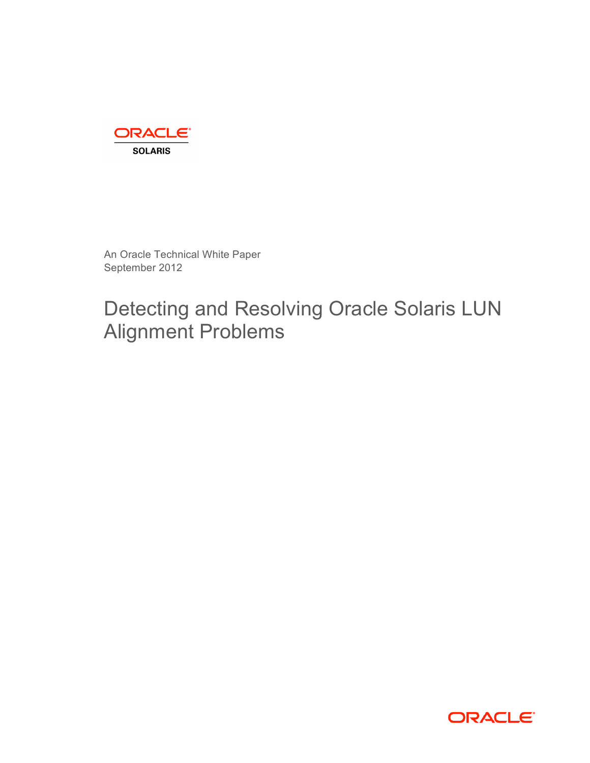ORACLE

SOLARIS

An Oracle Technical White Paper
September 2012

# Detecting and Resolving Oracle Solaris LUN Alignment Problems

ORACLE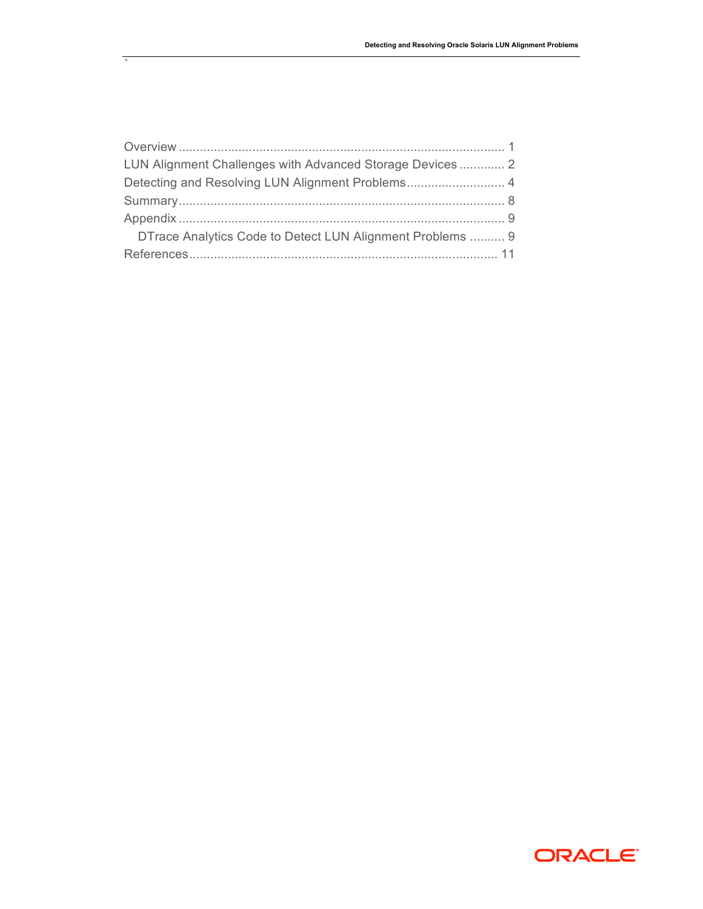Overview ............................................................................................ 1
LUN Alignment Challenges with Advanced Storage Devices ............. 2
Detecting and Resolving LUN Alignment Problems............................ 4
Summary............................................................................................ 8
Appendix ............................................................................................ 9
    DTrace Analytics Code to Detect LUN Alignment Problems .......... 9
References....................................................................................... 11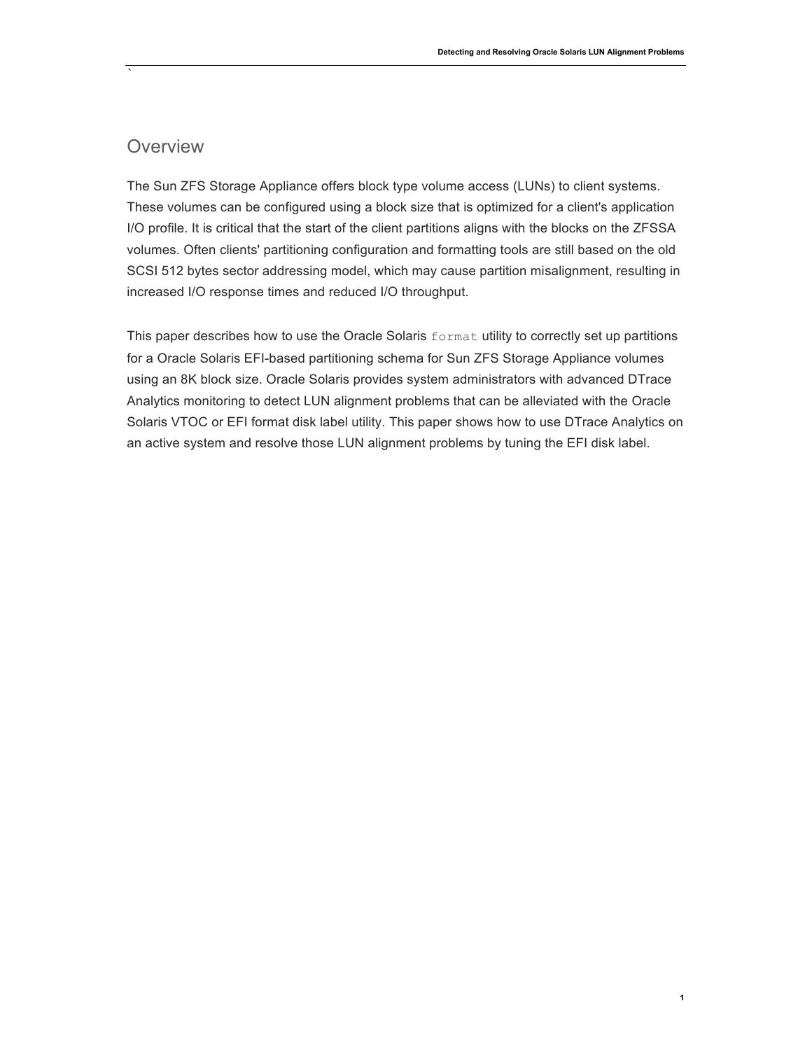## Overview

The Sun ZFS Storage Appliance offers block type volume access (LUNs) to client systems. These volumes can be configured using a block size that is optimized for a client's application I/O profile. It is critical that the start of the client partitions aligns with the blocks on the ZFSSA volumes. Often clients' partitioning configuration and formatting tools are still based on the old SCSI 512 bytes sector addressing model, which may cause partition misalignment, resulting in increased I/O response times and reduced I/O throughput.

This paper describes how to use the Oracle Solaris `format` utility to correctly set up partitions for a Oracle Solaris EFI-based partitioning schema for Sun ZFS Storage Appliance volumes using an 8K block size. Oracle Solaris provides system administrators with advanced DTrace Analytics monitoring to detect LUN alignment problems that can be alleviated with the Oracle Solaris VTOC or EFI format disk label utility. This paper shows how to use DTrace Analytics on an active system and resolve those LUN alignment problems by tuning the EFI disk label.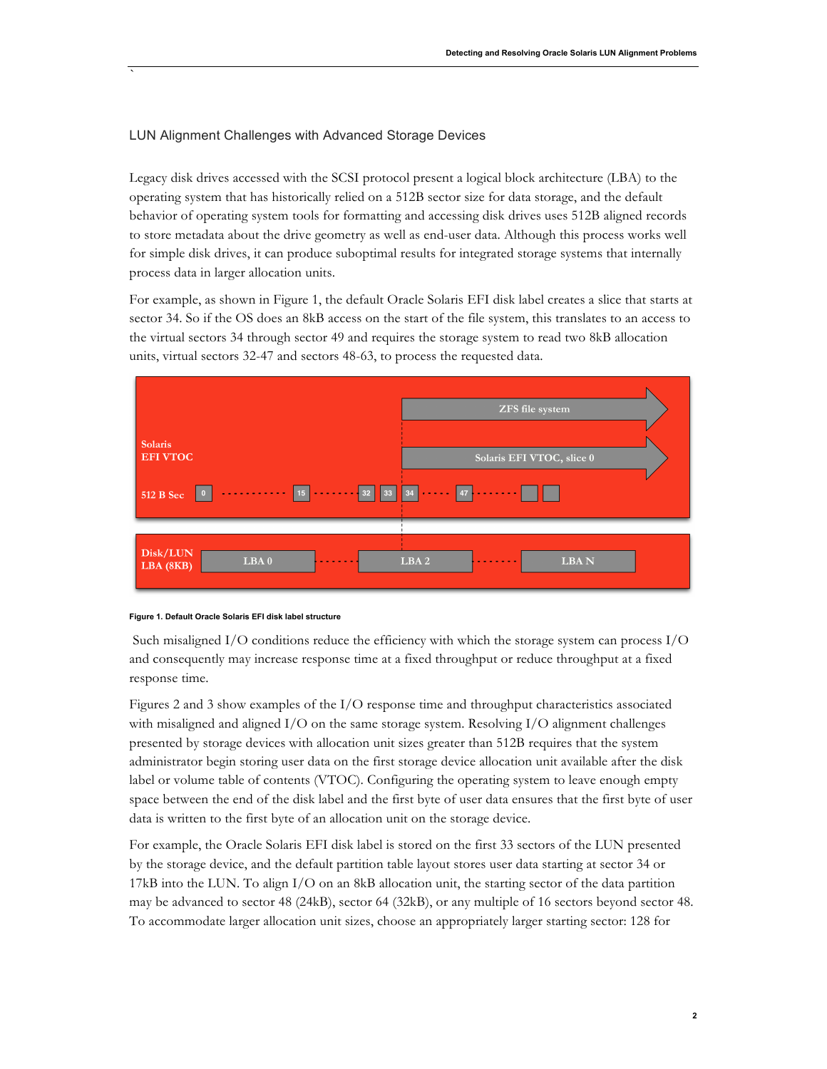## LUN Alignment Challenges with Advanced Storage Devices

Legacy disk drives accessed with the SCSI protocol present a logical block architecture (LBA) to the operating system that has historically relied on a 512B sector size for data storage, and the default behavior of operating system tools for formatting and accessing disk drives uses 512B aligned records to store metadata about the drive geometry as well as end-user data. Although this process works well for simple disk drives, it can produce suboptimal results for integrated storage systems that internally process data in larger allocation units.

For example, as shown in Figure 1, the default Oracle Solaris EFI disk label creates a slice that starts at sector 34. So if the OS does an 8kB access on the start of the file system, this translates to an access to the virtual sectors 34 through sector 49 and requires the storage system to read two 8kB allocation units, virtual sectors 32-47 and sectors 48-63, to process the requested data.

**Figure 1. Default Oracle Solaris EFI disk label structure**

Such misaligned I/O conditions reduce the efficiency with which the storage system can process I/O and consequently may increase response time at a fixed throughput or reduce throughput at a fixed response time.

Figures 2 and 3 show examples of the I/O response time and throughput characteristics associated with misaligned and aligned I/O on the same storage system. Resolving I/O alignment challenges presented by storage devices with allocation unit sizes greater than 512B requires that the system administrator begin storing user data on the first storage device allocation unit available after the disk label or volume table of contents (VTOC). Configuring the operating system to leave enough empty space between the end of the disk label and the first byte of user data ensures that the first byte of user data is written to the first byte of an allocation unit on the storage device.

For example, the Oracle Solaris EFI disk label is stored on the first 33 sectors of the LUN presented by the storage device, and the default partition table layout stores user data starting at sector 34 or 17kB into the LUN. To align I/O on an 8kB allocation unit, the starting sector of the data partition may be advanced to sector 48 (24kB), sector 64 (32kB), or any multiple of 16 sectors beyond sector 48. To accommodate larger allocation unit sizes, choose an appropriately larger starting sector: 128 for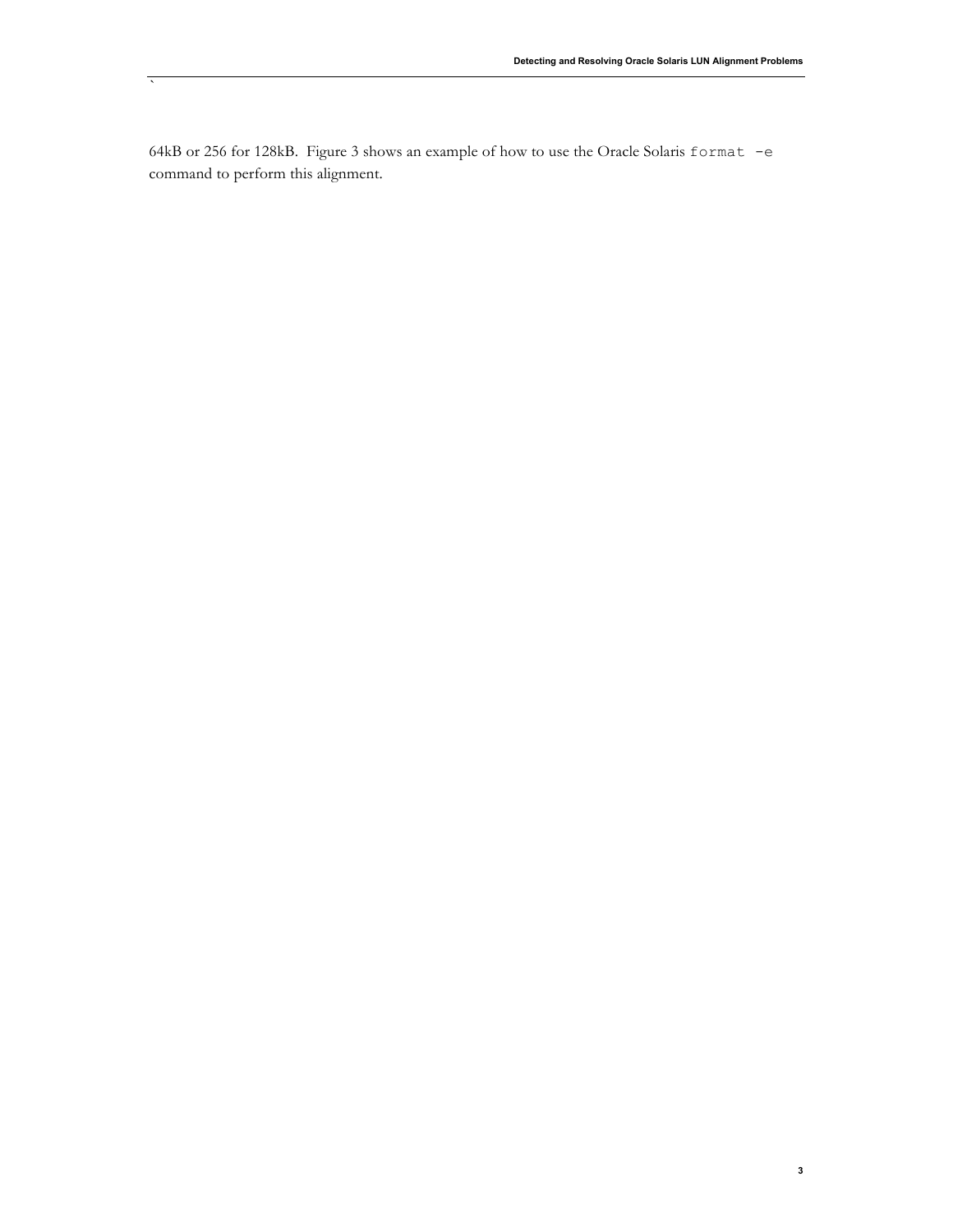64kB or 256 for 128kB. Figure 3 shows an example of how to use the Oracle Solaris `format -e` command to perform this alignment.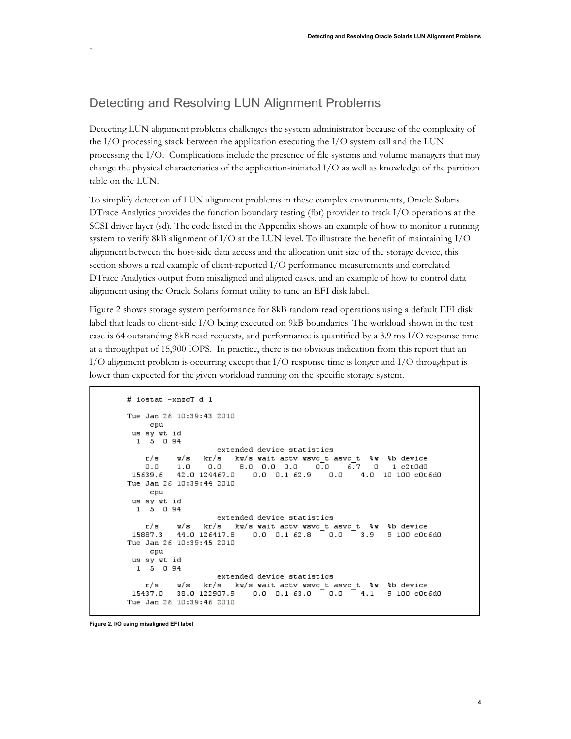## Detecting and Resolving LUN Alignment Problems

Detecting LUN alignment problems challenges the system administrator because of the complexity of the I/O processing stack between the application executing the I/O system call and the LUN processing the I/O. Complications include the presence of file systems and volume managers that may change the physical characteristics of the application-initiated I/O as well as knowledge of the partition table on the LUN.

To simplify detection of LUN alignment problems in these complex environments, Oracle Solaris DTrace Analytics provides the function boundary testing (fbt) provider to track I/O operations at the SCSI driver layer (sd). The code listed in the Appendix shows an example of how to monitor a running system to verify 8kB alignment of I/O at the LUN level. To illustrate the benefit of maintaining I/O alignment between the host-side data access and the allocation unit size of the storage device, this section shows a real example of client-reported I/O performance measurements and correlated DTrace Analytics output from misaligned and aligned cases, and an example of how to control data alignment using the Oracle Solaris format utility to tune an EFI disk label.

Figure 2 shows storage system performance for 8kB random read operations using a default EFI disk label that leads to client-side I/O being executed on 9kB boundaries. The workload shown in the test case is 64 outstanding 8kB read requests, and performance is quantified by a 3.9 ms I/O response time at a throughput of 15,900 IOPS. In practice, there is no obvious indication from this report that an I/O alignment problem is occurring except that I/O response time is longer and I/O throughput is lower than expected for the given workload running on the specific storage system.

```
# iostat -xnzcT d 1

Tue Jan 26 10:39:43 2010
     cpu
 us sy wt id
  1  5  0 94
                    extended device statistics
    r/s    w/s   kr/s   kw/s wait actv wsvc_t asvc_t  %w  %b device
    0.0    1.0    0.0    8.0  0.0  0.0    0.0    6.7   0   1 c2t0d0
 15639.6   42.0 124467.0    0.0  0.1 62.9    0.0    4.0  10 100 c0t6d0
Tue Jan 26 10:39:44 2010
     cpu
 us sy wt id
  1  5  0 94
                    extended device statistics
    r/s    w/s   kr/s   kw/s wait actv wsvc_t asvc_t  %w  %b device
 15887.3   44.0 126417.8    0.0  0.1 62.8    0.0    3.9   9 100 c0t6d0
Tue Jan 26 10:39:45 2010
     cpu
 us sy wt id
  1  5  0 94
                    extended device statistics
    r/s    w/s   kr/s   kw/s wait actv wsvc_t asvc_t  %w  %b device
 15437.0   38.0 122907.9    0.0  0.1 63.0    0.0    4.1   9 100 c0t6d0
Tue Jan 26 10:39:46 2010
```

**Figure 2. I/O using misaligned EFI label**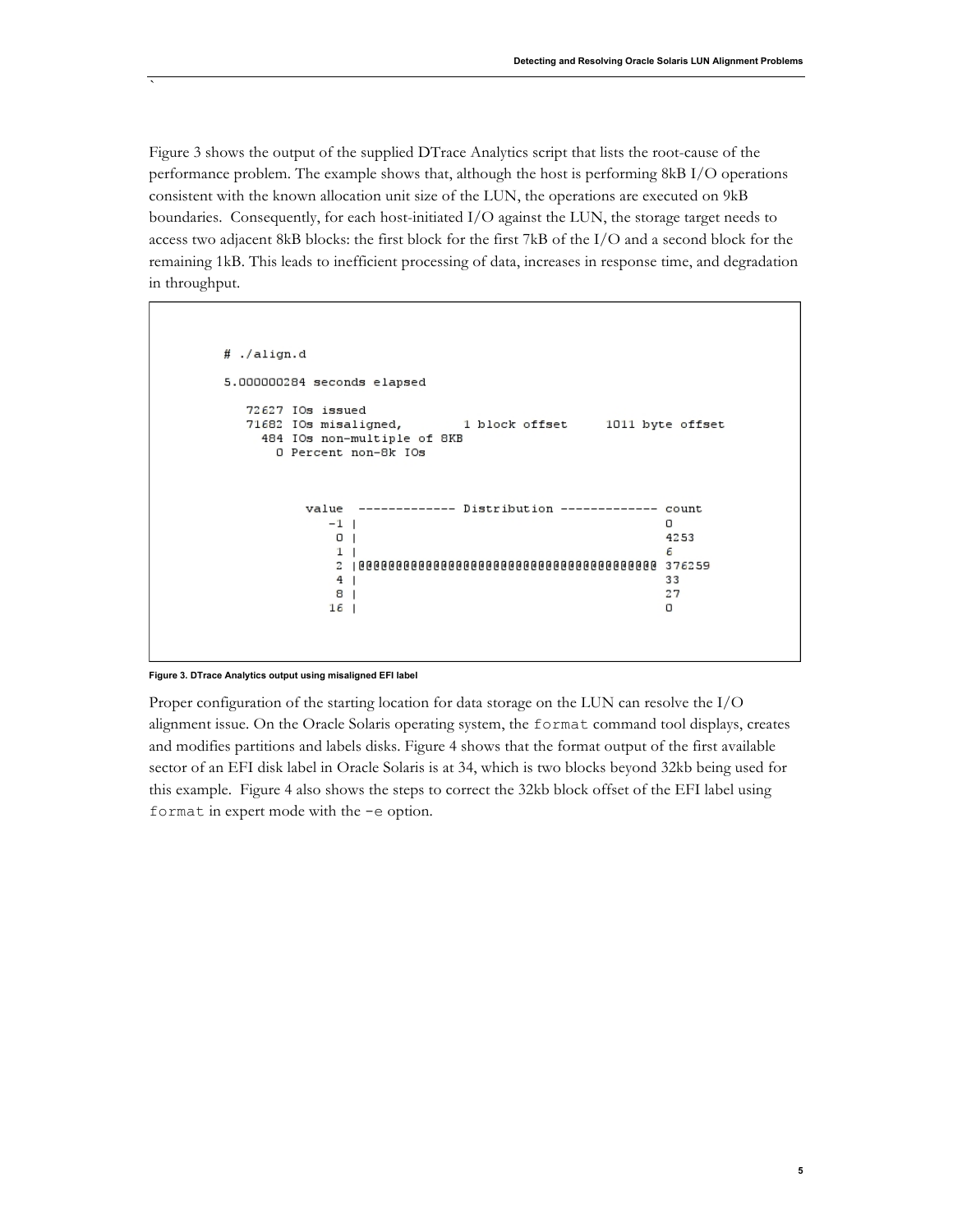Figure 3 shows the output of the supplied DTrace Analytics script that lists the root-cause of the performance problem. The example shows that, although the host is performing 8kB I/O operations consistent with the known allocation unit size of the LUN, the operations are executed on 9kB boundaries. Consequently, for each host-initiated I/O against the LUN, the storage target needs to access two adjacent 8kB blocks: the first block for the first 7kB of the I/O and a second block for the remaining 1kB. This leads to inefficient processing of data, increases in response time, and degradation in throughput.

```
# ./align.d

5.000000284 seconds elapsed

   72627 IOs issued
   71682 IOs misaligned,        1 block offset     1011 byte offset
     484 IOs non-multiple of 8KB
       0 Percent non-8k IOs


           value  ------------- Distribution ------------- count
              -1 |                                         0
               0 |                                         4253
               1 |                                         6
               2 |@@@@@@@@@@@@@@@@@@@@@@@@@@@@@@@@@@@@@@@@ 376259
               4 |                                         33
               8 |                                         27
              16 |                                         0
```

**Figure 3. DTrace Analytics output using misaligned EFI label**

Proper configuration of the starting location for data storage on the LUN can resolve the I/O alignment issue. On the Oracle Solaris operating system, the `format` command tool displays, creates and modifies partitions and labels disks. Figure 4 shows that the format output of the first available sector of an EFI disk label in Oracle Solaris is at 34, which is two blocks beyond 32kb being used for this example. Figure 4 also shows the steps to correct the 32kb block offset of the EFI label using `format` in expert mode with the `-e` option.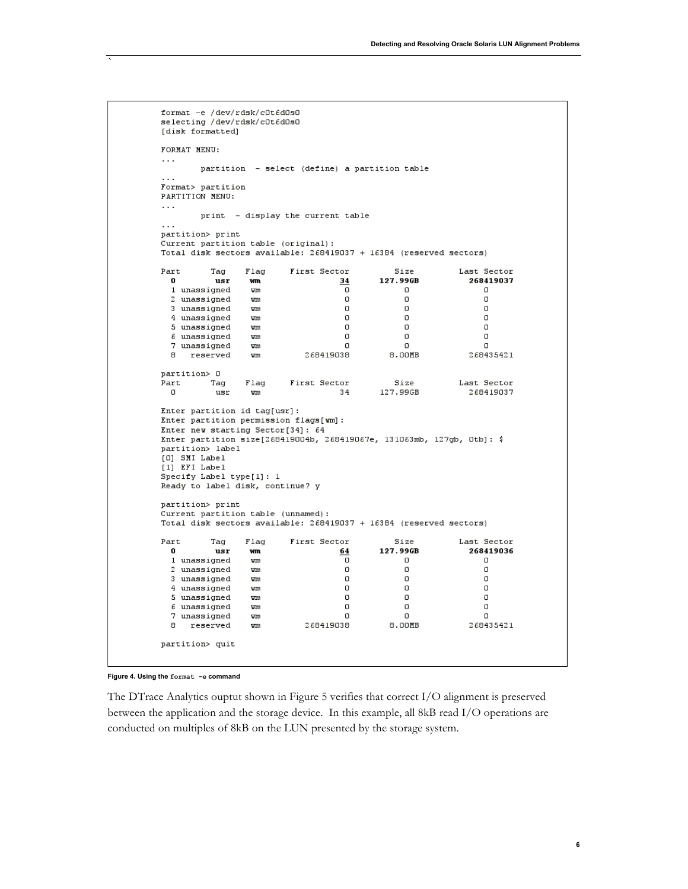```
format -e /dev/rdsk/c0t6d0s0
selecting /dev/rdsk/c0t6d0s0
[disk formatted]

FORMAT MENU:
...
        partition  - select (define) a partition table
...
Format> partition
PARTITION MENU:
...
        print  - display the current table
...
partition> print
Current partition table (original):
Total disk sectors available: 268419037 + 16384 (reserved sectors)

Part      Tag    Flag     First Sector         Size         Last Sector
  0        usr    wm                34      127.99GB          268419037
  1 unassigned    wm                 0            0                  0
  2 unassigned    wm                 0            0                  0
  3 unassigned    wm                 0            0                  0
  4 unassigned    wm                 0            0                  0
  5 unassigned    wm                 0            0                  0
  6 unassigned    wm                 0            0                  0
  7 unassigned    wm                 0            0                  0
  8   reserved    wm         268419038       8.00MB          268435421

partition> 0
Part      Tag    Flag     First Sector         Size         Last Sector
  0        usr    wm                34      127.99GB          268419037

Enter partition id tag[usr]:
Enter partition permission flags[wm]:
Enter new starting Sector[34]: 64
Enter partition size[268419004b, 268419067e, 131063mb, 127gb, 0tb]: $
partition> label
[0] SMI Label
[1] EFI Label
Specify Label type[1]: 1
Ready to label disk, continue? y

partition> print
Current partition table (unnamed):
Total disk sectors available: 268419037 + 16384 (reserved sectors)

Part      Tag    Flag     First Sector         Size         Last Sector
  0        usr    wm                64      127.99GB          268419036
  1 unassigned    wm                 0            0                  0
  2 unassigned    wm                 0            0                  0
  3 unassigned    wm                 0            0                  0
  4 unassigned    wm                 0            0                  0
  5 unassigned    wm                 0            0                  0
  6 unassigned    wm                 0            0                  0
  7 unassigned    wm                 0            0                  0
  8   reserved    wm         268419038       8.00MB          268435421

partition> quit
```

**Figure 4. Using the `format -e` command**

The DTrace Analytics ouptut shown in Figure 5 verifies that correct I/O alignment is preserved between the application and the storage device. In this example, all 8kB read I/O operations are conducted on multiples of 8kB on the LUN presented by the storage system.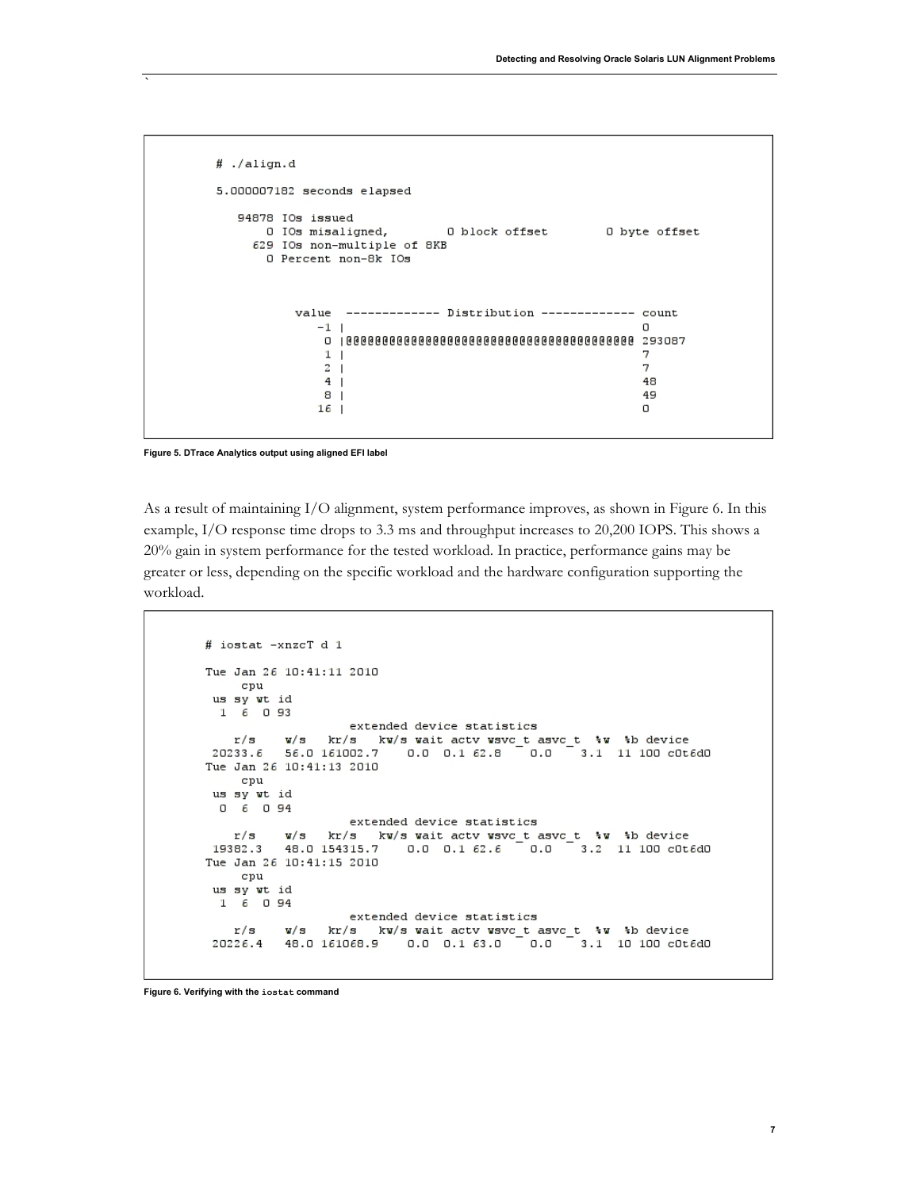```
# ./align.d

5.000007182 seconds elapsed

   94878 IOs issued
       0 IOs misaligned,        0 block offset        0 byte offset
     629 IOs non-multiple of 8KB
       0 Percent non-8k IOs



          value  ------------- Distribution ------------- count
             -1 |                                         0
              0 |@@@@@@@@@@@@@@@@@@@@@@@@@@@@@@@@@@@@@@@@ 293087
              1 |                                         7
              2 |                                         7
              4 |                                         48
              8 |                                         49
             16 |                                         0
```

Figure 5. DTrace Analytics output using aligned EFI label

As a result of maintaining I/O alignment, system performance improves, as shown in Figure 6. In this example, I/O response time drops to 3.3 ms and throughput increases to 20,200 IOPS. This shows a 20% gain in system performance for the tested workload. In practice, performance gains may be greater or less, depending on the specific workload and the hardware configuration supporting the workload.

```
# iostat -xnzcT d 1

Tue Jan 26 10:41:11 2010
     cpu
 us sy wt id
  1  6  0 93
                    extended device statistics
    r/s    w/s   kr/s   kw/s wait actv wsvc_t asvc_t  %w  %b device
 20233.6   56.0 161002.7    0.0  0.1 62.8    0.0    3.1  11 100 c0t6d0
Tue Jan 26 10:41:13 2010
     cpu
 us sy wt id
  0  6  0 94
                    extended device statistics
    r/s    w/s   kr/s   kw/s wait actv wsvc_t asvc_t  %w  %b device
 19382.3   48.0 154315.7    0.0  0.1 62.6    0.0    3.2  11 100 c0t6d0
Tue Jan 26 10:41:15 2010
     cpu
 us sy wt id
  1  6  0 94
                    extended device statistics
    r/s    w/s   kr/s   kw/s wait actv wsvc_t asvc_t  %w  %b device
 20226.4   48.0 161068.9    0.0  0.1 63.0    0.0    3.1  10 100 c0t6d0
```

Figure 6. Verifying with the `iostat` command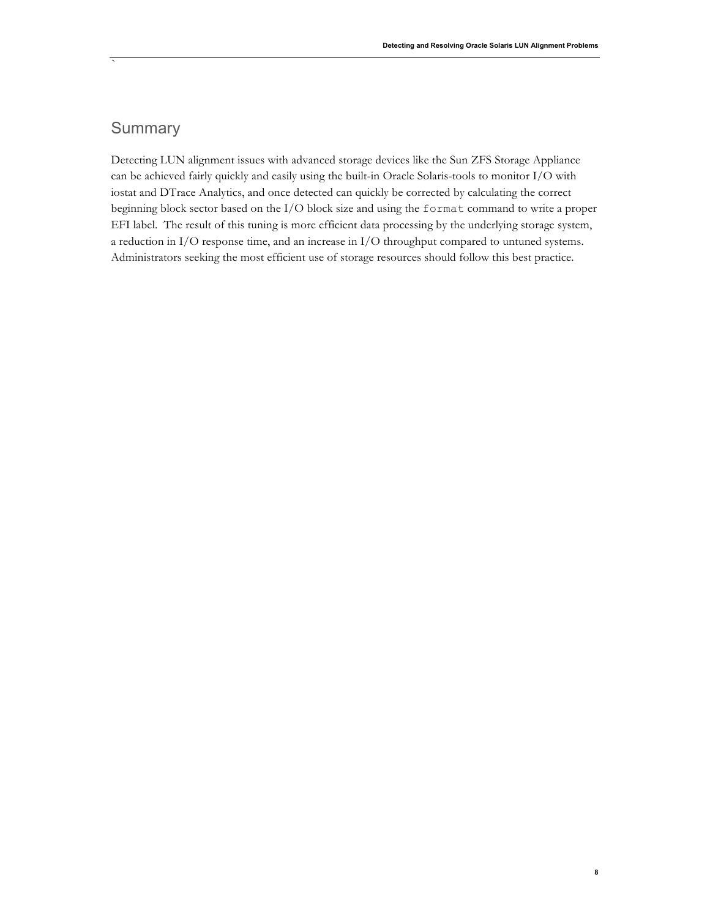## Summary

Detecting LUN alignment issues with advanced storage devices like the Sun ZFS Storage Appliance can be achieved fairly quickly and easily using the built-in Oracle Solaris-tools to monitor I/O with iostat and DTrace Analytics, and once detected can quickly be corrected by calculating the correct beginning block sector based on the I/O block size and using the `format` command to write a proper EFI label. The result of this tuning is more efficient data processing by the underlying storage system, a reduction in I/O response time, and an increase in I/O throughput compared to untuned systems. Administrators seeking the most efficient use of storage resources should follow this best practice.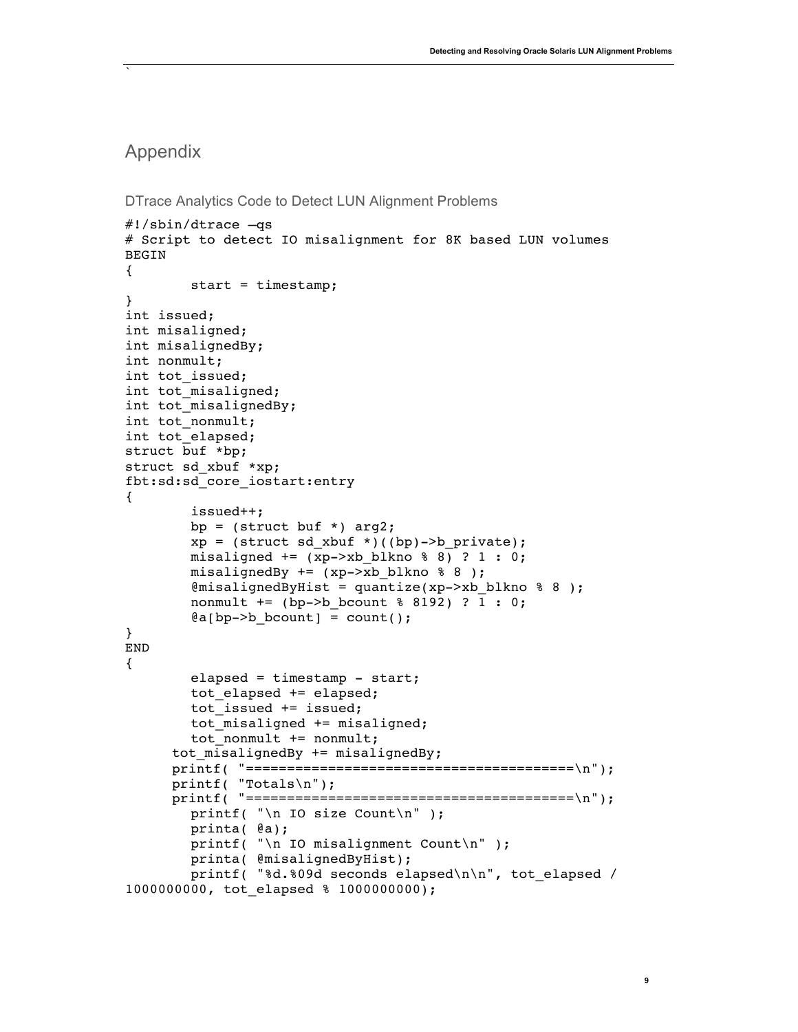## Appendix

### DTrace Analytics Code to Detect LUN Alignment Problems

```
#!/sbin/dtrace –qs
# Script to detect IO misalignment for 8K based LUN volumes
BEGIN
{
        start = timestamp;
}
int issued;
int misaligned;
int misalignedBy;
int nonmult;
int tot_issued;
int tot_misaligned;
int tot_misalignedBy;
int tot_nonmult;
int tot_elapsed;
struct buf *bp;
struct sd_xbuf *xp;
fbt:sd:sd_core_iostart:entry
{
        issued++;
        bp = (struct buf *) arg2;
        xp = (struct sd_xbuf *)((bp)->b_private);
        misaligned += (xp->xb_blkno % 8) ? 1 : 0;
        misalignedBy += (xp->xb_blkno % 8 );
        @misalignedByHist = quantize(xp->xb_blkno % 8 );
        nonmult += (bp->b_bcount % 8192) ? 1 : 0;
        @a[bp->b_bcount] = count();
}
END
{
        elapsed = timestamp - start;
        tot_elapsed += elapsed;
        tot_issued += issued;
        tot_misaligned += misaligned;
        tot_nonmult += nonmult;
      tot_misalignedBy += misalignedBy;
      printf( "========================================\n");
      printf( "Totals\n");
      printf( "========================================\n");
        printf( "\n IO size Count\n" );
        printa( @a);
        printf( "\n IO misalignment Count\n" );
        printa( @misalignedByHist);
        printf( "%d.%09d seconds elapsed\n\n", tot_elapsed /
1000000000, tot_elapsed % 1000000000);
```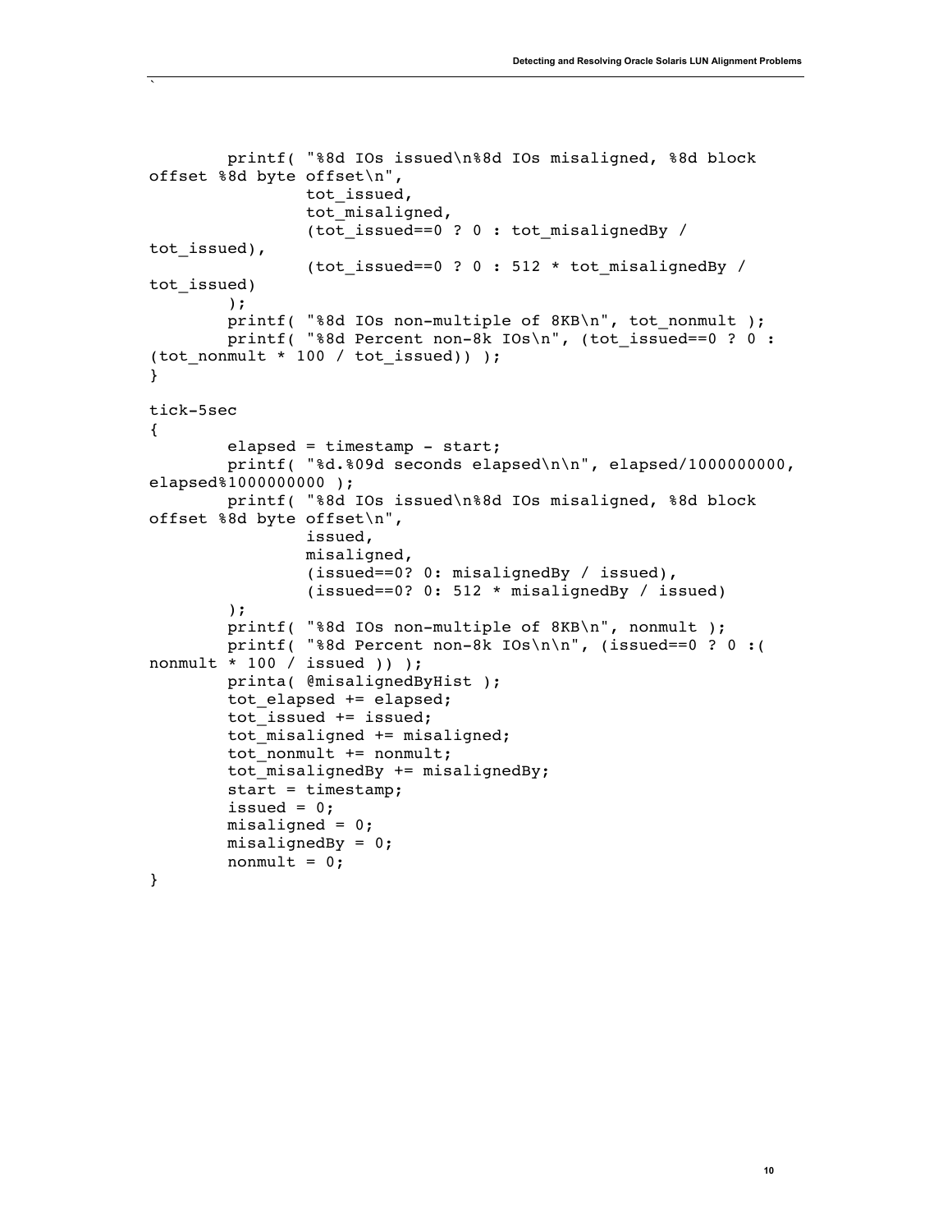```
        printf( "%8d IOs issued\n%8d IOs misaligned, %8d block
offset %8d byte offset\n",
                tot_issued,
                tot_misaligned,
                (tot_issued==0 ? 0 : tot_misalignedBy /
tot_issued),
                (tot_issued==0 ? 0 : 512 * tot_misalignedBy /
tot_issued)
        );
        printf( "%8d IOs non-multiple of 8KB\n", tot_nonmult );
        printf( "%8d Percent non-8k IOs\n", (tot_issued==0 ? 0 :
(tot_nonmult * 100 / tot_issued)) );
}

tick-5sec
{
        elapsed = timestamp - start;
        printf( "%d.%09d seconds elapsed\n\n", elapsed/1000000000,
elapsed%1000000000 );
        printf( "%8d IOs issued\n%8d IOs misaligned, %8d block
offset %8d byte offset\n",
                issued,
                misaligned,
                (issued==0? 0: misalignedBy / issued),
                (issued==0? 0: 512 * misalignedBy / issued)
        );
        printf( "%8d IOs non-multiple of 8KB\n", nonmult );
        printf( "%8d Percent non-8k IOs\n\n", (issued==0 ? 0 :(
nonmult * 100 / issued )) );
        printa( @misalignedByHist );
        tot_elapsed += elapsed;
        tot_issued += issued;
        tot_misaligned += misaligned;
        tot_nonmult += nonmult;
        tot_misalignedBy += misalignedBy;
        start = timestamp;
        issued = 0;
        misaligned = 0;
        misalignedBy = 0;
        nonmult = 0;
}
```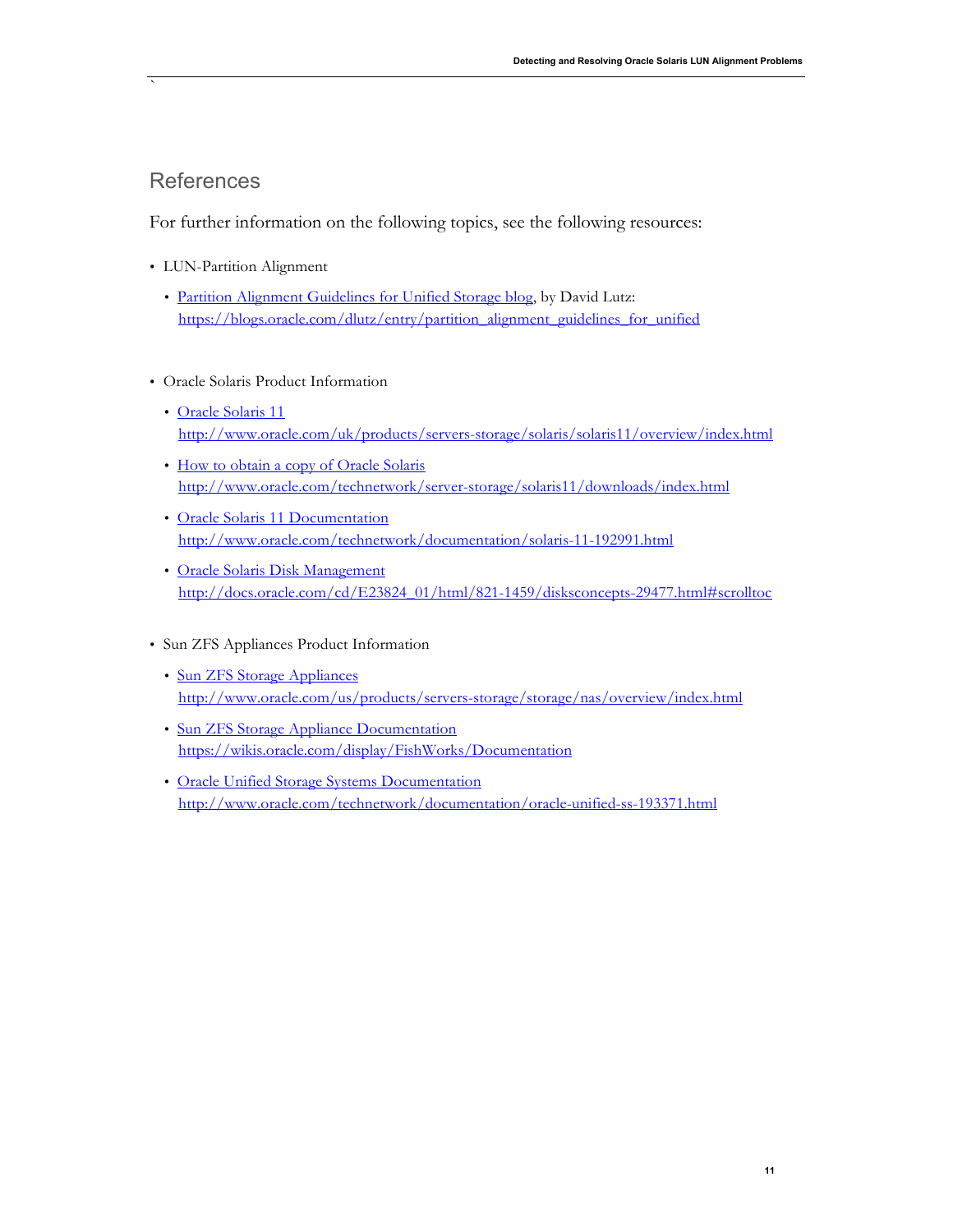## References

For further information on the following topics, see the following resources:

- LUN-Partition Alignment
  - [Partition Alignment Guidelines for Unified Storage blog](https://blogs.oracle.com/dlutz/entry/partition_alignment_guidelines_for_unified), by David Lutz:
    https://blogs.oracle.com/dlutz/entry/partition_alignment_guidelines_for_unified

- Oracle Solaris Product Information
  - [Oracle Solaris 11](http://www.oracle.com/uk/products/servers-storage/solaris/solaris11/overview/index.html)
    http://www.oracle.com/uk/products/servers-storage/solaris/solaris11/overview/index.html
  - [How to obtain a copy of Oracle Solaris](http://www.oracle.com/technetwork/server-storage/solaris11/downloads/index.html)
    http://www.oracle.com/technetwork/server-storage/solaris11/downloads/index.html
  - [Oracle Solaris 11 Documentation](http://www.oracle.com/technetwork/documentation/solaris-11-192991.html)
    http://www.oracle.com/technetwork/documentation/solaris-11-192991.html
  - [Oracle Solaris Disk Management](http://docs.oracle.com/cd/E23824_01/html/821-1459/disksconcepts-29477.html#scrolltoc)
    http://docs.oracle.com/cd/E23824_01/html/821-1459/disksconcepts-29477.html#scrolltoc

- Sun ZFS Appliances Product Information
  - [Sun ZFS Storage Appliances](http://www.oracle.com/us/products/servers-storage/storage/nas/overview/index.html)
    http://www.oracle.com/us/products/servers-storage/storage/nas/overview/index.html
  - [Sun ZFS Storage Appliance Documentation](https://wikis.oracle.com/display/FishWorks/Documentation)
    https://wikis.oracle.com/display/FishWorks/Documentation
  - [Oracle Unified Storage Systems Documentation](http://www.oracle.com/technetwork/documentation/oracle-unified-ss-193371.html)
    http://www.oracle.com/technetwork/documentation/oracle-unified-ss-193371.html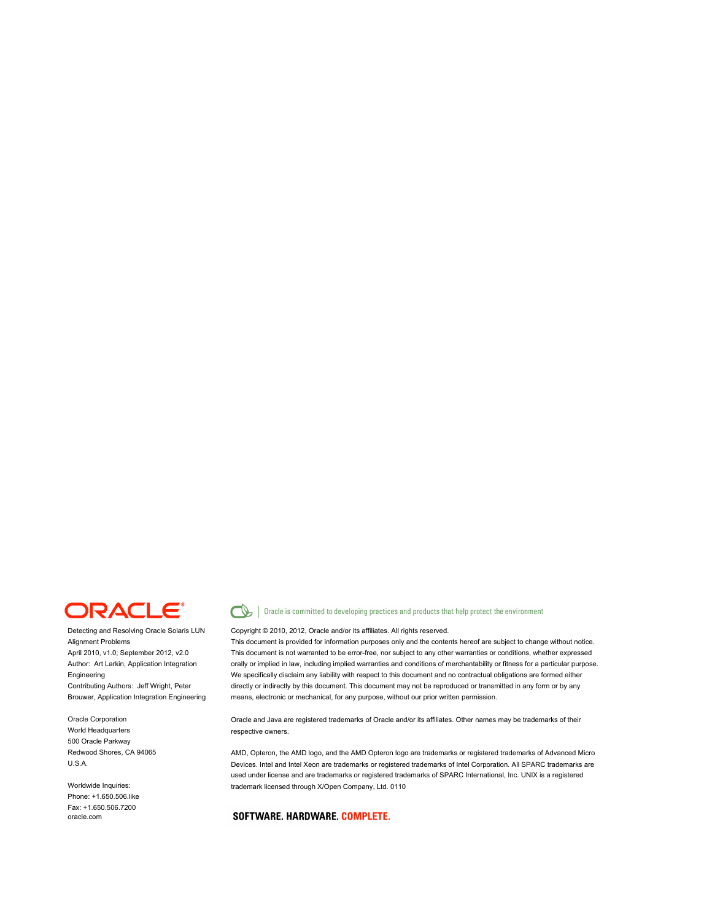ORACLE

Oracle is committed to developing practices and products that help protect the environment

Detecting and Resolving Oracle Solaris LUN Alignment Problems
April 2010, v1.0; September 2012, v2.0
Author: Art Larkin, Application Integration Engineering
Contributing Authors: Jeff Wright, Peter Brouwer, Application Integration Engineering

Oracle Corporation
World Headquarters
500 Oracle Parkway
Redwood Shores, CA 94065
U.S.A.

Worldwide Inquiries:
Phone: +1.650.506.like
Fax: +1.650.506.7200
oracle.com

Copyright © 2010, 2012, Oracle and/or its affiliates. All rights reserved.
This document is provided for information purposes only and the contents hereof are subject to change without notice. This document is not warranted to be error-free, nor subject to any other warranties or conditions, whether expressed orally or implied in law, including implied warranties and conditions of merchantability or fitness for a particular purpose. We specifically disclaim any liability with respect to this document and no contractual obligations are formed either directly or indirectly by this document. This document may not be reproduced or transmitted in any form or by any means, electronic or mechanical, for any purpose, without our prior written permission.

Oracle and Java are registered trademarks of Oracle and/or its affiliates. Other names may be trademarks of their respective owners.

AMD, Opteron, the AMD logo, and the AMD Opteron logo are trademarks or registered trademarks of Advanced Micro Devices. Intel and Intel Xeon are trademarks or registered trademarks of Intel Corporation. All SPARC trademarks are used under license and are trademarks or registered trademarks of SPARC International, Inc. UNIX is a registered trademark licensed through X/Open Company, Ltd. 0110

**SOFTWARE. HARDWARE. COMPLETE.**